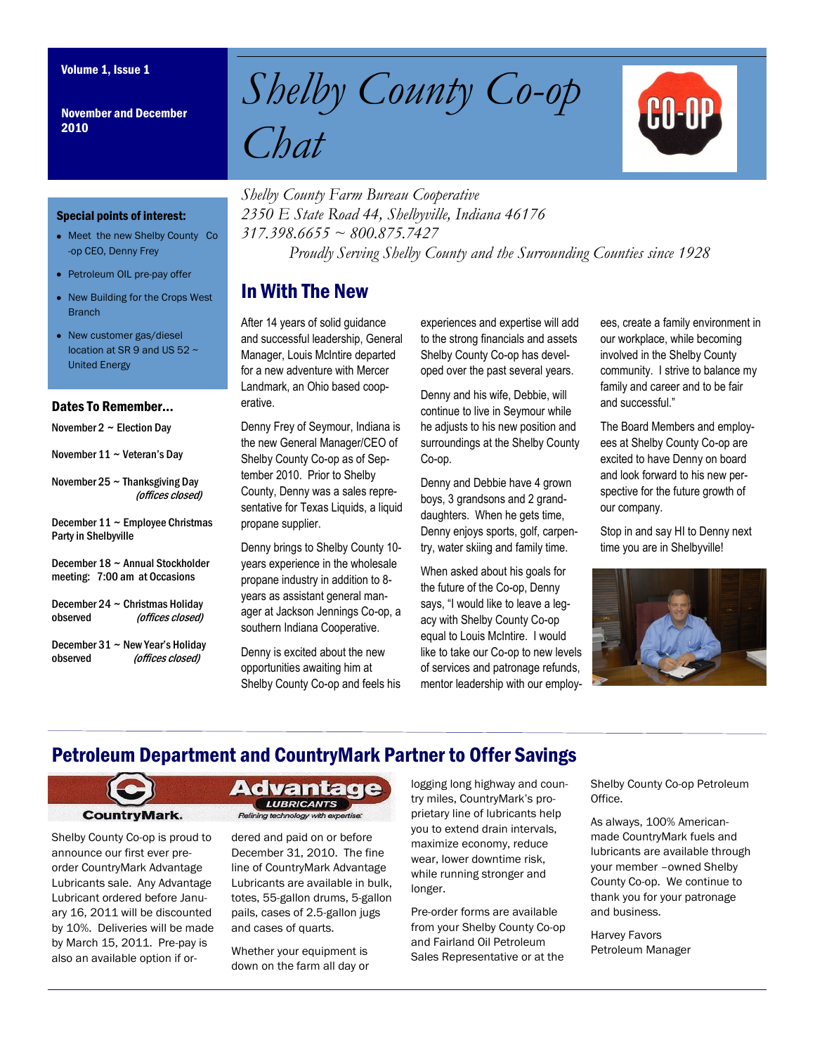Volume 1, Issue 1

November and December 2010

# Shelby County Co-op Chat

*Shelby County Farm Bureau Cooperative*
*2350 E State Road 44, Shelbyville, Indiana 46176*
*317.398.6655 ~ 800.875.7427*
*Proudly Serving Shelby County and the Surrounding Counties since 1928*

### Special points of interest:

- Meet the new Shelby County Co-op CEO, Denny Frey
- Petroleum OIL pre-pay offer
- New Building for the Crops West Branch
- New customer gas/diesel location at SR 9 and US 52 ~ United Energy

### Dates To Remember...

November 2 ~ Election Day

November 11 ~ Veteran's Day

November 25 ~ Thanksgiving Day *(offices closed)*

December 11 ~ Employee Christmas Party in Shelbyville

December 18 ~ Annual Stockholder meeting: 7:00 am at Occasions

December 24 ~ Christmas Holiday observed *(offices closed)*

December 31 ~ New Year's Holiday observed *(offices closed)*

## In With The New

After 14 years of solid guidance and successful leadership, General Manager, Louis McIntire departed for a new adventure with Mercer Landmark, an Ohio based cooperative.

Denny Frey of Seymour, Indiana is the new General Manager/CEO of Shelby County Co-op as of September 2010. Prior to Shelby County, Denny was a sales representative for Texas Liquids, a liquid propane supplier.

Denny brings to Shelby County 10-years experience in the wholesale propane industry in addition to 8-years as assistant general manager at Jackson Jennings Co-op, a southern Indiana Cooperative.

Denny is excited about the new opportunities awaiting him at Shelby County Co-op and feels his experiences and expertise will add to the strong financials and assets Shelby County Co-op has developed over the past several years.

Denny and his wife, Debbie, will continue to live in Seymour while he adjusts to his new position and surroundings at the Shelby County Co-op.

Denny and Debbie have 4 grown boys, 3 grandsons and 2 granddaughters. When he gets time, Denny enjoys sports, golf, carpentry, water skiing and family time.

When asked about his goals for the future of the Co-op, Denny says, "I would like to leave a legacy with Shelby County Co-op equal to Louis McIntire. I would like to take our Co-op to new levels of services and patronage refunds, mentor leadership with our employees, create a family environment in our workplace, while becoming involved in the Shelby County community. I strive to balance my family and career and to be fair and successful."

The Board Members and employees at Shelby County Co-op are excited to have Denny on board and look forward to his new perspective for the future growth of our company.

Stop in and say HI to Denny next time you are in Shelbyville!

## Petroleum Department and CountryMark Partner to Offer Savings

CountryMark. Advantage LUBRICANTS *Refining technology with expertise.*

Shelby County Co-op is proud to announce our first ever pre-order CountryMark Advantage Lubricants sale. Any Advantage Lubricant ordered before January 16, 2011 will be discounted by 10%. Deliveries will be made by March 15, 2011. Pre-pay is also an available option if ordered and paid on or before December 31, 2010. The fine line of CountryMark Advantage Lubricants are available in bulk, totes, 55-gallon drums, 5-gallon pails, cases of 2.5-gallon jugs and cases of quarts.

Whether your equipment is down on the farm all day or logging long highway and country miles, CountryMark's proprietary line of lubricants help you to extend drain intervals, maximize economy, reduce wear, lower downtime risk, while running stronger and longer.

Pre-order forms are available from your Shelby County Co-op and Fairland Oil Petroleum Sales Representative or at the Shelby County Co-op Petroleum Office.

As always, 100% American-made CountryMark fuels and lubricants are available through your member –owned Shelby County Co-op. We continue to thank you for your patronage and business.

Harvey Favors
Petroleum Manager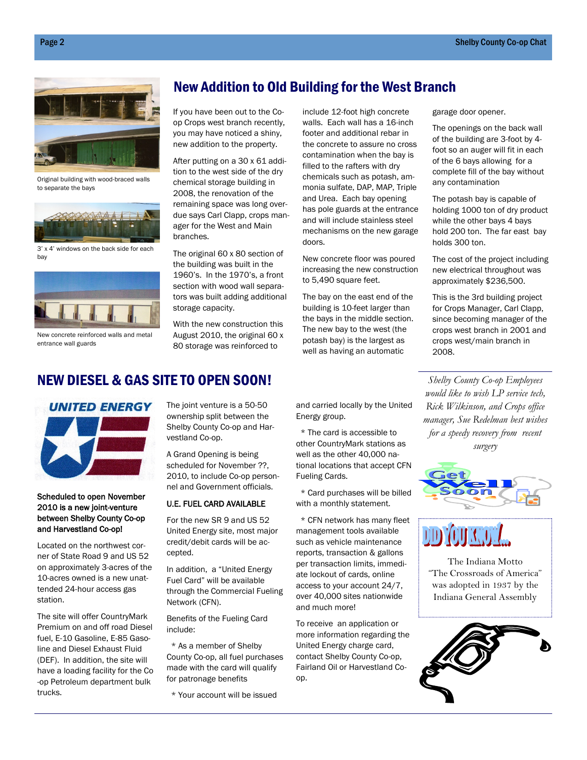Original building with wood-braced walls to separate the bays

3' x 4' windows on the back side for each bay

New concrete reinforced walls and metal entrance wall guards

## New Addition to Old Building for the West Branch

If you have been out to the Co-op Crops west branch recently, you may have noticed a shiny, new addition to the property.

After putting on a 30 x 61 addition to the west side of the dry chemical storage building in 2008, the renovation of the remaining space was long overdue says Carl Clapp, crops manager for the West and Main branches.

The original 60 x 80 section of the building was built in the 1960's. In the 1970's, a front section with wood wall separators was built adding additional storage capacity.

With the new construction this August 2010, the original 60 x 80 storage was reinforced to include 12-foot high concrete walls. Each wall has a 16-inch footer and additional rebar in the concrete to assure no cross contamination when the bay is filled to the rafters with dry chemicals such as potash, ammonia sulfate, DAP, MAP, Triple and Urea. Each bay opening has pole guards at the entrance and will include stainless steel mechanisms on the new garage doors.

New concrete floor was poured increasing the new construction to 5,490 square feet.

The bay on the east end of the building is 10-feet larger than the bays in the middle section. The new bay to the west (the potash bay) is the largest as well as having an automatic garage door opener.

The openings on the back wall of the building are 3-foot by 4-foot so an auger will fit in each of the 6 bays allowing for a complete fill of the bay without any contamination

The potash bay is capable of holding 1000 ton of dry product while the other bays 4 bays hold 200 ton. The far east bay holds 300 ton.

The cost of the project including new electrical throughout was approximately $236,500.

This is the 3rd building project for Crops Manager, Carl Clapp, since becoming manager of the crops west branch in 2001 and crops west/main branch in 2008.

## NEW DIESEL & GAS SITE TO OPEN SOON!

UNITED ENERGY

**Scheduled to open November 2010 is a new joint-venture between Shelby County Co-op and Harvestland Co-op!**

Located on the northwest corner of State Road 9 and US 52 on approximately 3-acres of the 10-acres owned is a new unattended 24-hour access gas station.

The site will offer CountryMark Premium on and off road Diesel fuel, E-10 Gasoline, E-85 Gasoline and Diesel Exhaust Fluid (DEF). In addition, the site will have a loading facility for the Co-op Petroleum department bulk trucks.

The joint venture is a 50-50 ownership split between the Shelby County Co-op and Harvestland Co-op.

A Grand Opening is being scheduled for November ??, 2010, to include Co-op personnel and Government officials.

U.E. FUEL CARD AVAILABLE

For the new SR 9 and US 52 United Energy site, most major credit/debit cards will be accepted.

In addition, a "United Energy Fuel Card" will be available through the Commercial Fueling Network (CFN).

Benefits of the Fueling Card include:

* As a member of Shelby County Co-op, all fuel purchases made with the card will qualify for patronage benefits

* Your account will be issued and carried locally by the United Energy group.

* The card is accessible to other CountryMark stations as well as the other 40,000 national locations that accept CFN Fueling Cards.

* Card purchases will be billed with a monthly statement.

* CFN network has many fleet management tools available such as vehicle maintenance reports, transaction & gallons per transaction limits, immediate lockout of cards, online access to your account 24/7, over 40,000 sites nationwide and much more!

To receive an application or more information regarding the United Energy charge card, contact Shelby County Co-op, Fairland Oil or Harvestland Co-op.

*Shelby County Co-op Employees would like to wish LP service tech, Rick Wilkinson, and Crops office manager, Sue Redelman best wishes for a speedy recovery from recent surgery*

Get Well Soon

DID YOU KNOW...

The Indiana Motto "The Crossroads of America" was adopted in 1937 by the Indiana General Assembly